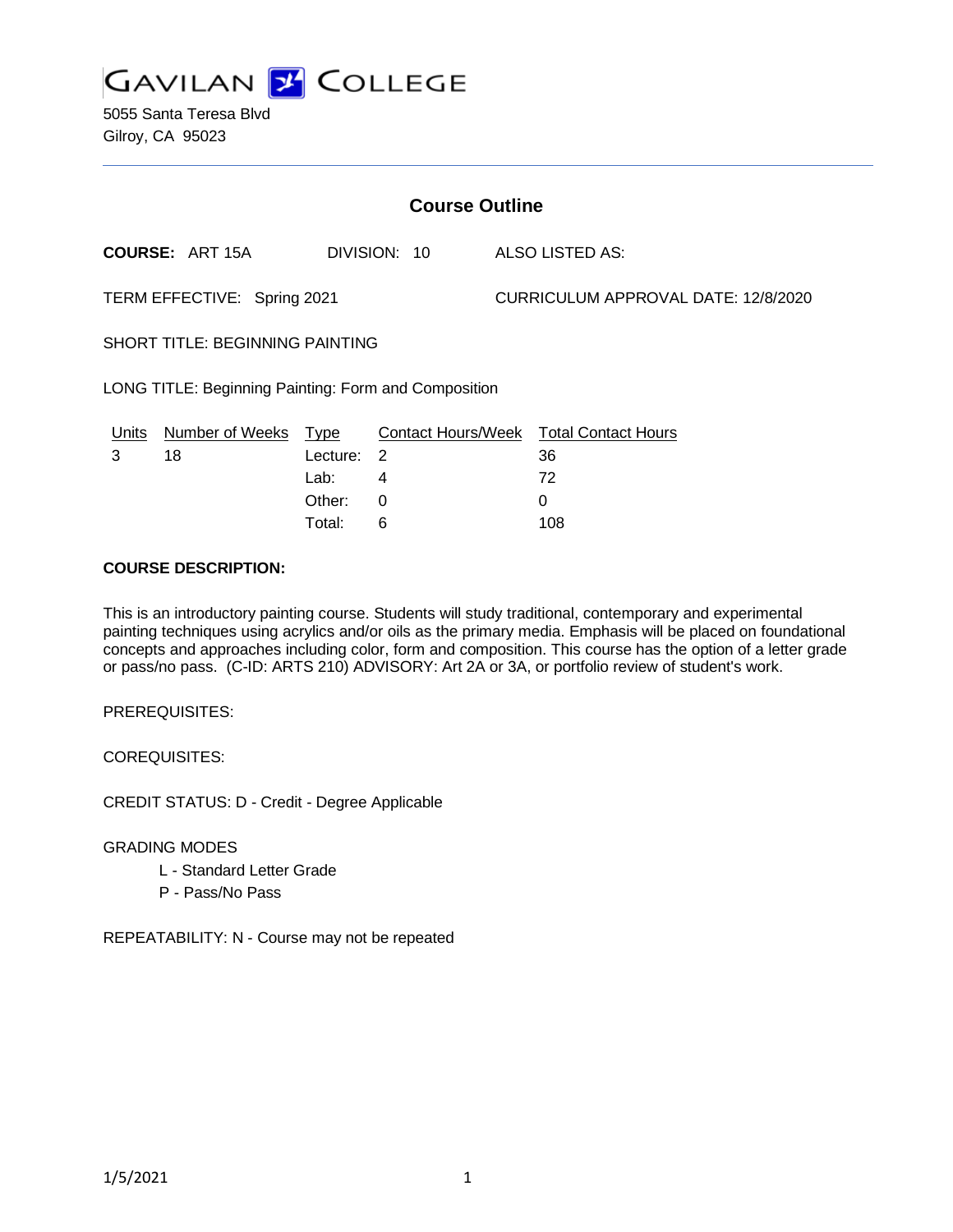# GAVILAN COLLEGE

5055 Santa Teresa Blvd
Gilroy, CA 95023

## Course Outline

**COURSE:** ART 15A    DIVISION: 10    ALSO LISTED AS:

TERM EFFECTIVE: Spring 2021    CURRICULUM APPROVAL DATE: 12/8/2020

SHORT TITLE: BEGINNING PAINTING

LONG TITLE: Beginning Painting: Form and Composition

| Units | Number of Weeks | Type | Contact Hours/Week | Total Contact Hours |
|---|---|---|---|---|
| 3 | 18 | Lecture: | 2 | 36 |
| | | Lab: | 4 | 72 |
| | | Other: | 0 | 0 |
| | | Total: | 6 | 108 |

**COURSE DESCRIPTION:**

This is an introductory painting course. Students will study traditional, contemporary and experimental painting techniques using acrylics and/or oils as the primary media. Emphasis will be placed on foundational concepts and approaches including color, form and composition. This course has the option of a letter grade or pass/no pass. (C-ID: ARTS 210) ADVISORY: Art 2A or 3A, or portfolio review of student's work.

PREREQUISITES:

COREQUISITES:

CREDIT STATUS: D - Credit - Degree Applicable

GRADING MODES

- L - Standard Letter Grade
- P - Pass/No Pass

REPEATABILITY: N - Course may not be repeated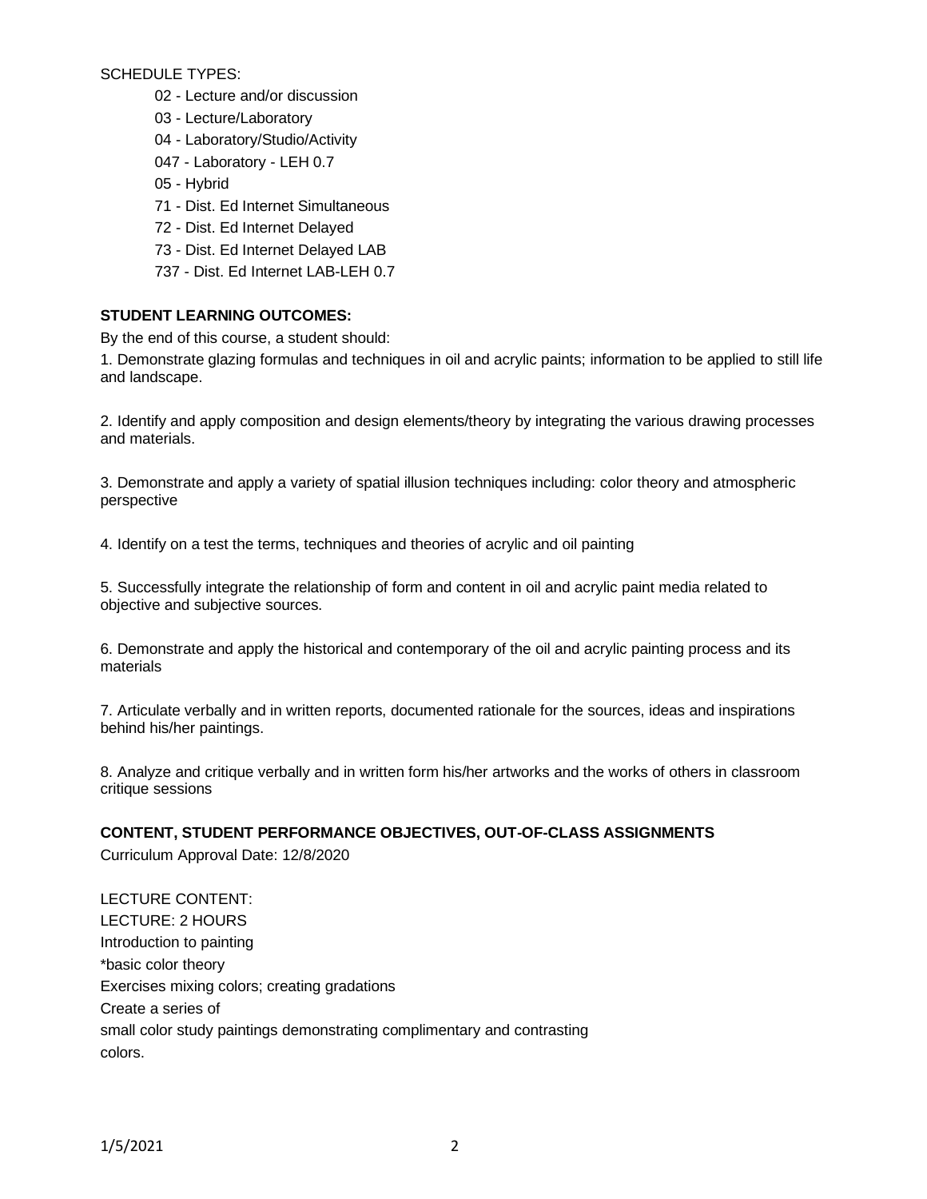SCHEDULE TYPES:

- 02 - Lecture and/or discussion
- 03 - Lecture/Laboratory
- 04 - Laboratory/Studio/Activity
- 047 - Laboratory - LEH 0.7
- 05 - Hybrid
- 71 - Dist. Ed Internet Simultaneous
- 72 - Dist. Ed Internet Delayed
- 73 - Dist. Ed Internet Delayed LAB
- 737 - Dist. Ed Internet LAB-LEH 0.7

**STUDENT LEARNING OUTCOMES:**

By the end of this course, a student should:

1. Demonstrate glazing formulas and techniques in oil and acrylic paints; information to be applied to still life and landscape.

2. Identify and apply composition and design elements/theory by integrating the various drawing processes and materials.

3. Demonstrate and apply a variety of spatial illusion techniques including: color theory and atmospheric perspective

4. Identify on a test the terms, techniques and theories of acrylic and oil painting

5. Successfully integrate the relationship of form and content in oil and acrylic paint media related to objective and subjective sources.

6. Demonstrate and apply the historical and contemporary of the oil and acrylic painting process and its materials

7. Articulate verbally and in written reports, documented rationale for the sources, ideas and inspirations behind his/her paintings.

8. Analyze and critique verbally and in written form his/her artworks and the works of others in classroom critique sessions

**CONTENT, STUDENT PERFORMANCE OBJECTIVES, OUT-OF-CLASS ASSIGNMENTS**

Curriculum Approval Date: 12/8/2020

LECTURE CONTENT:

LECTURE: 2 HOURS

Introduction to painting

*basic color theory

Exercises mixing colors; creating gradations

Create a series of

small color study paintings demonstrating complimentary and contrasting

colors.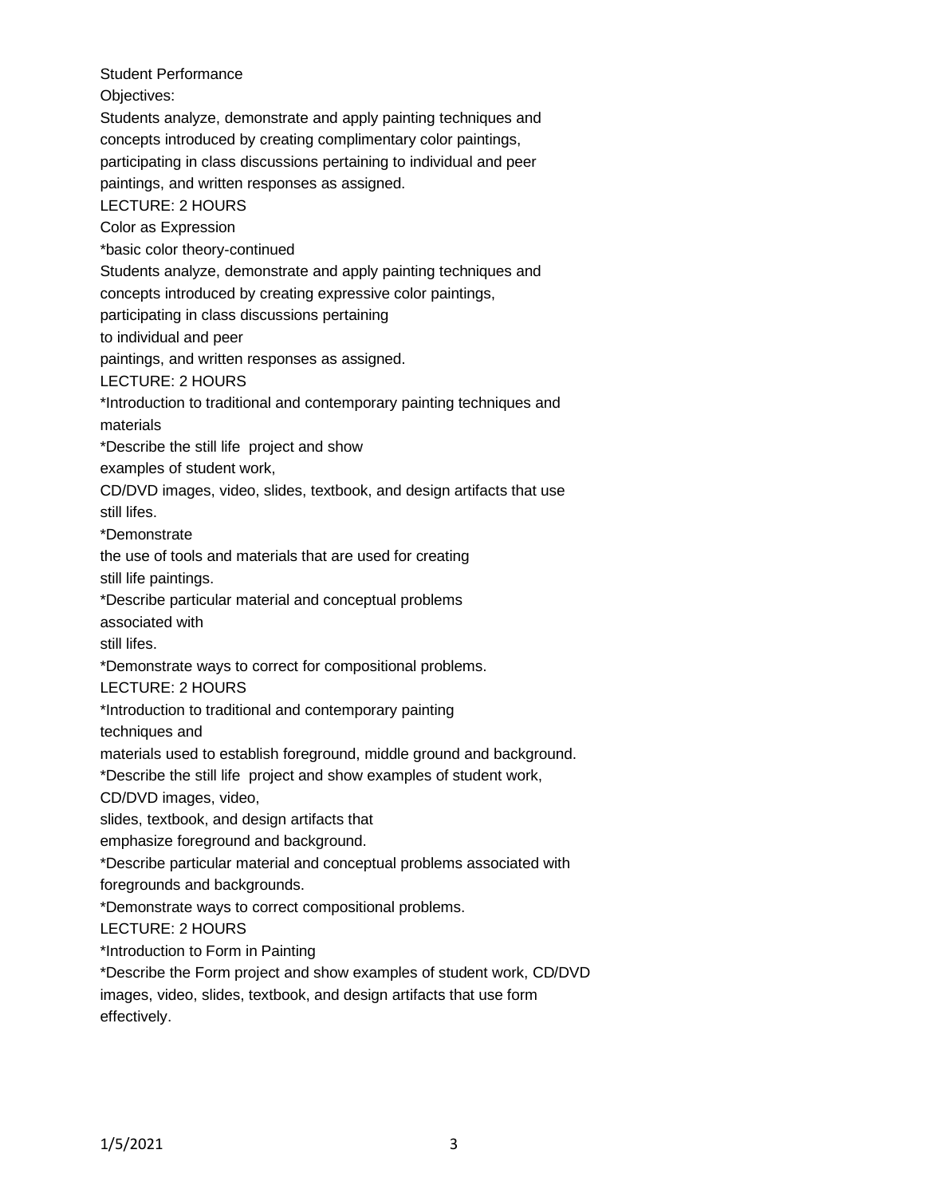Student Performance

Objectives:

Students analyze, demonstrate and apply painting techniques and concepts introduced by creating complimentary color paintings, participating in class discussions pertaining to individual and peer paintings, and written responses as assigned.

LECTURE: 2 HOURS

Color as Expression

*basic color theory-continued

Students analyze, demonstrate and apply painting techniques and concepts introduced by creating expressive color paintings, participating in class discussions pertaining to individual and peer paintings, and written responses as assigned.

LECTURE: 2 HOURS

*Introduction to traditional and contemporary painting techniques and materials

*Describe the still life project and show examples of student work, CD/DVD images, video, slides, textbook, and design artifacts that use still lifes.

*Demonstrate the use of tools and materials that are used for creating still life paintings.

*Describe particular material and conceptual problems associated with still lifes.

*Demonstrate ways to correct for compositional problems.

LECTURE: 2 HOURS

*Introduction to traditional and contemporary painting techniques and materials used to establish foreground, middle ground and background.

*Describe the still life project and show examples of student work, CD/DVD images, video, slides, textbook, and design artifacts that emphasize foreground and background.

*Describe particular material and conceptual problems associated with foregrounds and backgrounds.

*Demonstrate ways to correct compositional problems.

LECTURE: 2 HOURS

*Introduction to Form in Painting

*Describe the Form project and show examples of student work, CD/DVD images, video, slides, textbook, and design artifacts that use form effectively.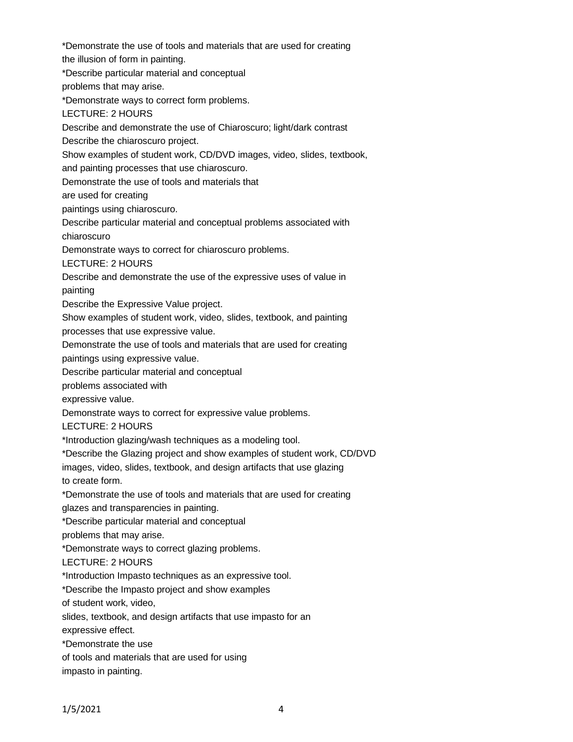*Demonstrate the use of tools and materials that are used for creating the illusion of form in painting.
*Describe particular material and conceptual problems that may arise.
*Demonstrate ways to correct form problems.
LECTURE: 2 HOURS
Describe and demonstrate the use of Chiaroscuro; light/dark contrast
Describe the chiaroscuro project.
Show examples of student work, CD/DVD images, video, slides, textbook, and painting processes that use chiaroscuro.
Demonstrate the use of tools and materials that are used for creating paintings using chiaroscuro.
Describe particular material and conceptual problems associated with chiaroscuro
Demonstrate ways to correct for chiaroscuro problems.
LECTURE: 2 HOURS
Describe and demonstrate the use of the expressive uses of value in painting
Describe the Expressive Value project.
Show examples of student work, video, slides, textbook, and painting processes that use expressive value.
Demonstrate the use of tools and materials that are used for creating paintings using expressive value.
Describe particular material and conceptual problems associated with expressive value.
Demonstrate ways to correct for expressive value problems.
LECTURE: 2 HOURS
*Introduction glazing/wash techniques as a modeling tool.
*Describe the Glazing project and show examples of student work, CD/DVD images, video, slides, textbook, and design artifacts that use glazing to create form.
*Demonstrate the use of tools and materials that are used for creating glazes and transparencies in painting.
*Describe particular material and conceptual problems that may arise.
*Demonstrate ways to correct glazing problems.
LECTURE: 2 HOURS
*Introduction Impasto techniques as an expressive tool.
*Describe the Impasto project and show examples of student work, video, slides, textbook, and design artifacts that use impasto for an expressive effect.
*Demonstrate the use of tools and materials that are used for using impasto in painting.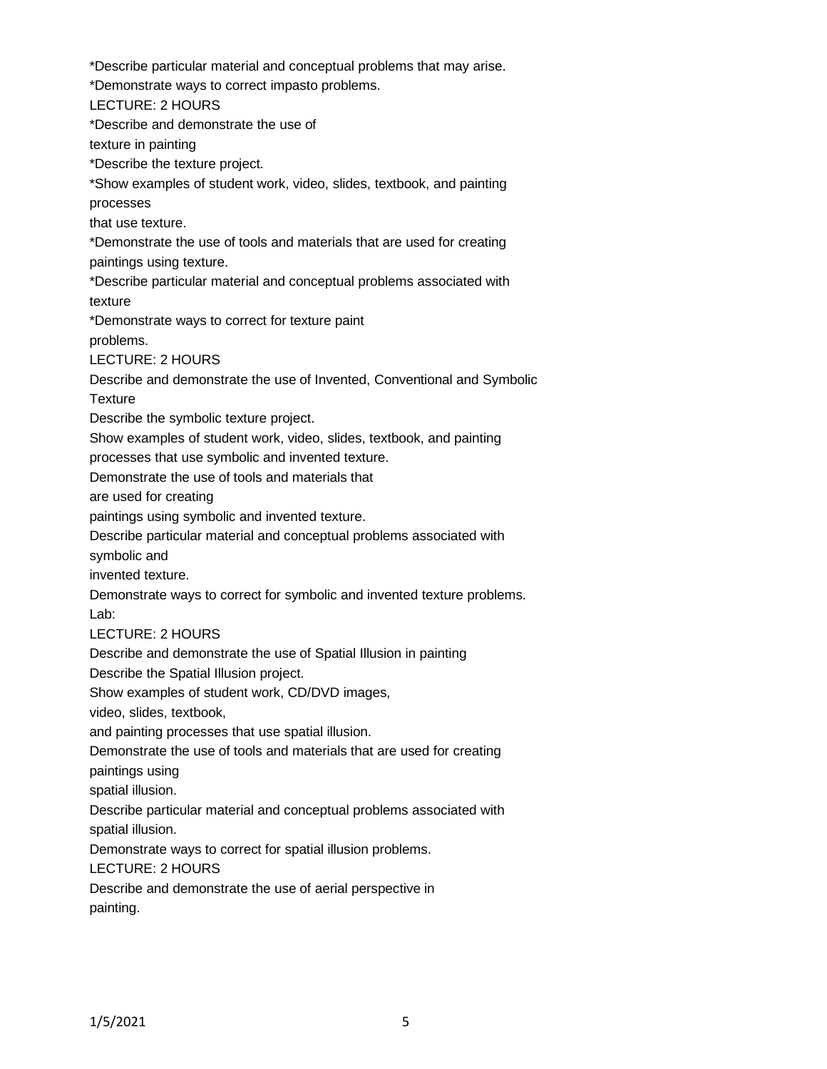*Describe particular material and conceptual problems that may arise.
*Demonstrate ways to correct impasto problems.
LECTURE: 2 HOURS
*Describe and demonstrate the use of texture in painting
*Describe the texture project.
*Show examples of student work, video, slides, textbook, and painting processes that use texture.
*Demonstrate the use of tools and materials that are used for creating paintings using texture.
*Describe particular material and conceptual problems associated with texture
*Demonstrate ways to correct for texture paint problems.
LECTURE: 2 HOURS
Describe and demonstrate the use of Invented, Conventional and Symbolic Texture
Describe the symbolic texture project.
Show examples of student work, video, slides, textbook, and painting processes that use symbolic and invented texture.
Demonstrate the use of tools and materials that are used for creating paintings using symbolic and invented texture.
Describe particular material and conceptual problems associated with symbolic and invented texture.
Demonstrate ways to correct for symbolic and invented texture problems.
Lab:
LECTURE: 2 HOURS
Describe and demonstrate the use of Spatial Illusion in painting
Describe the Spatial Illusion project.
Show examples of student work, CD/DVD images, video, slides, textbook, and painting processes that use spatial illusion.
Demonstrate the use of tools and materials that are used for creating paintings using spatial illusion.
Describe particular material and conceptual problems associated with spatial illusion.
Demonstrate ways to correct for spatial illusion problems.
LECTURE: 2 HOURS
Describe and demonstrate the use of aerial perspective in painting.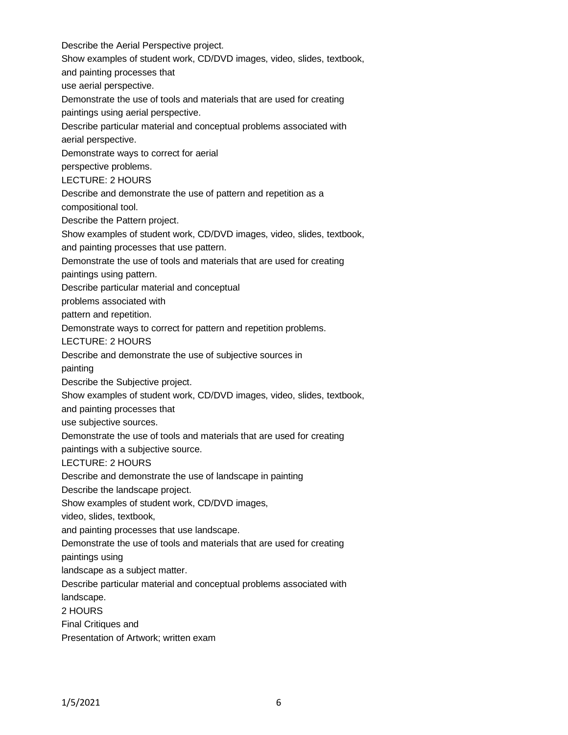Describe the Aerial Perspective project.

Show examples of student work, CD/DVD images, video, slides, textbook, and painting processes that use aerial perspective.

Demonstrate the use of tools and materials that are used for creating paintings using aerial perspective.

Describe particular material and conceptual problems associated with aerial perspective.

Demonstrate ways to correct for aerial perspective problems.

LECTURE: 2 HOURS

Describe and demonstrate the use of pattern and repetition as a compositional tool.

Describe the Pattern project.

Show examples of student work, CD/DVD images, video, slides, textbook, and painting processes that use pattern.

Demonstrate the use of tools and materials that are used for creating paintings using pattern.

Describe particular material and conceptual problems associated with pattern and repetition.

Demonstrate ways to correct for pattern and repetition problems.

LECTURE: 2 HOURS

Describe and demonstrate the use of subjective sources in painting

Describe the Subjective project.

Show examples of student work, CD/DVD images, video, slides, textbook, and painting processes that use subjective sources.

Demonstrate the use of tools and materials that are used for creating paintings with a subjective source.

LECTURE: 2 HOURS

Describe and demonstrate the use of landscape in painting

Describe the landscape project.

Show examples of student work, CD/DVD images, video, slides, textbook, and painting processes that use landscape.

Demonstrate the use of tools and materials that are used for creating paintings using landscape as a subject matter.

Describe particular material and conceptual problems associated with landscape.

2 HOURS

Final Critiques and Presentation of Artwork; written exam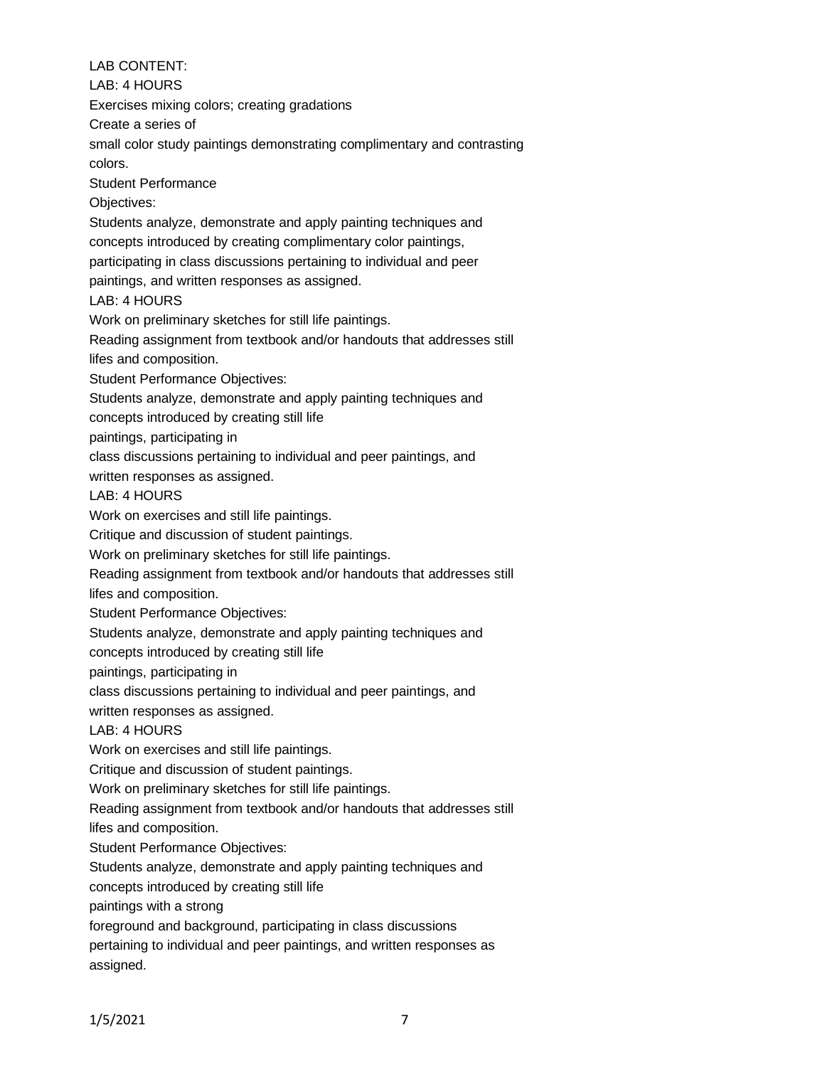LAB CONTENT:

LAB: 4 HOURS

Exercises mixing colors; creating gradations

Create a series of small color study paintings demonstrating complimentary and contrasting colors.

Student Performance Objectives:

Students analyze, demonstrate and apply painting techniques and concepts introduced by creating complimentary color paintings, participating in class discussions pertaining to individual and peer paintings, and written responses as assigned.

LAB: 4 HOURS

Work on preliminary sketches for still life paintings.

Reading assignment from textbook and/or handouts that addresses still lifes and composition.

Student Performance Objectives:

Students analyze, demonstrate and apply painting techniques and concepts introduced by creating still life paintings, participating in class discussions pertaining to individual and peer paintings, and written responses as assigned.

LAB: 4 HOURS

Work on exercises and still life paintings.

Critique and discussion of student paintings.

Work on preliminary sketches for still life paintings.

Reading assignment from textbook and/or handouts that addresses still lifes and composition.

Student Performance Objectives:

Students analyze, demonstrate and apply painting techniques and concepts introduced by creating still life paintings, participating in class discussions pertaining to individual and peer paintings, and written responses as assigned.

LAB: 4 HOURS

Work on exercises and still life paintings.

Critique and discussion of student paintings.

Work on preliminary sketches for still life paintings.

Reading assignment from textbook and/or handouts that addresses still lifes and composition.

Student Performance Objectives:

Students analyze, demonstrate and apply painting techniques and concepts introduced by creating still life paintings with a strong foreground and background, participating in class discussions pertaining to individual and peer paintings, and written responses as assigned.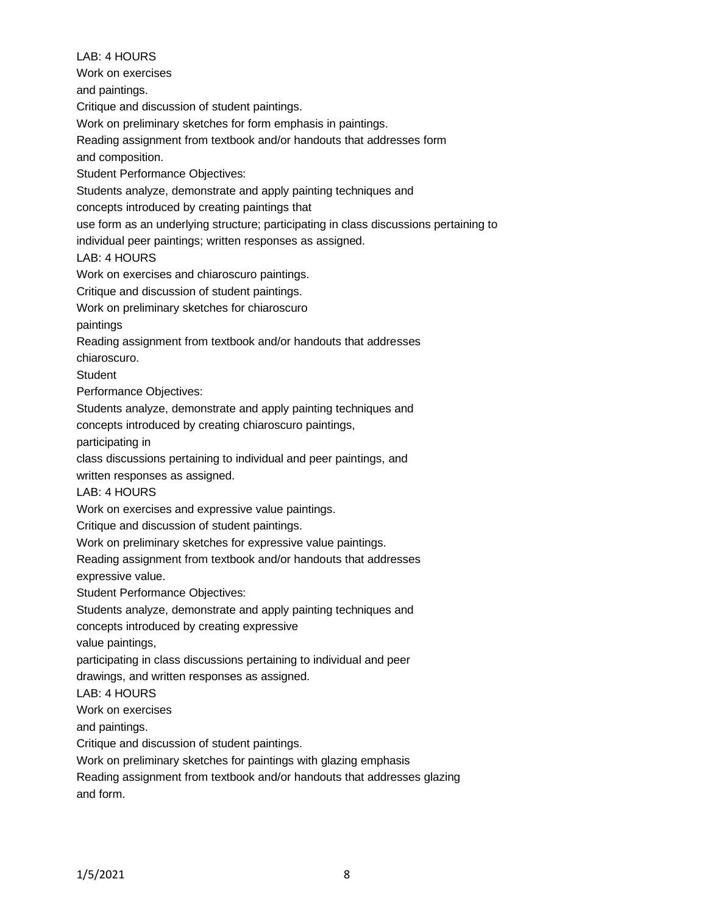LAB: 4 HOURS
Work on exercises
and paintings.
Critique and discussion of student paintings.
Work on preliminary sketches for form emphasis in paintings.
Reading assignment from textbook and/or handouts that addresses form
and composition.
Student Performance Objectives:
Students analyze, demonstrate and apply painting techniques and
concepts introduced by creating paintings that
use form as an underlying structure; participating in class discussions pertaining to
individual peer paintings; written responses as assigned.
LAB: 4 HOURS
Work on exercises and chiaroscuro paintings.
Critique and discussion of student paintings.
Work on preliminary sketches for chiaroscuro
paintings
Reading assignment from textbook and/or handouts that addresses
chiaroscuro.
Student
Performance Objectives:
Students analyze, demonstrate and apply painting techniques and
concepts introduced by creating chiaroscuro paintings,
participating in
class discussions pertaining to individual and peer paintings, and
written responses as assigned.
LAB: 4 HOURS
Work on exercises and expressive value paintings.
Critique and discussion of student paintings.
Work on preliminary sketches for expressive value paintings.
Reading assignment from textbook and/or handouts that addresses
expressive value.
Student Performance Objectives:
Students analyze, demonstrate and apply painting techniques and
concepts introduced by creating expressive
value paintings,
participating in class discussions pertaining to individual and peer
drawings, and written responses as assigned.
LAB: 4 HOURS
Work on exercises
and paintings.
Critique and discussion of student paintings.
Work on preliminary sketches for paintings with glazing emphasis
Reading assignment from textbook and/or handouts that addresses glazing
and form.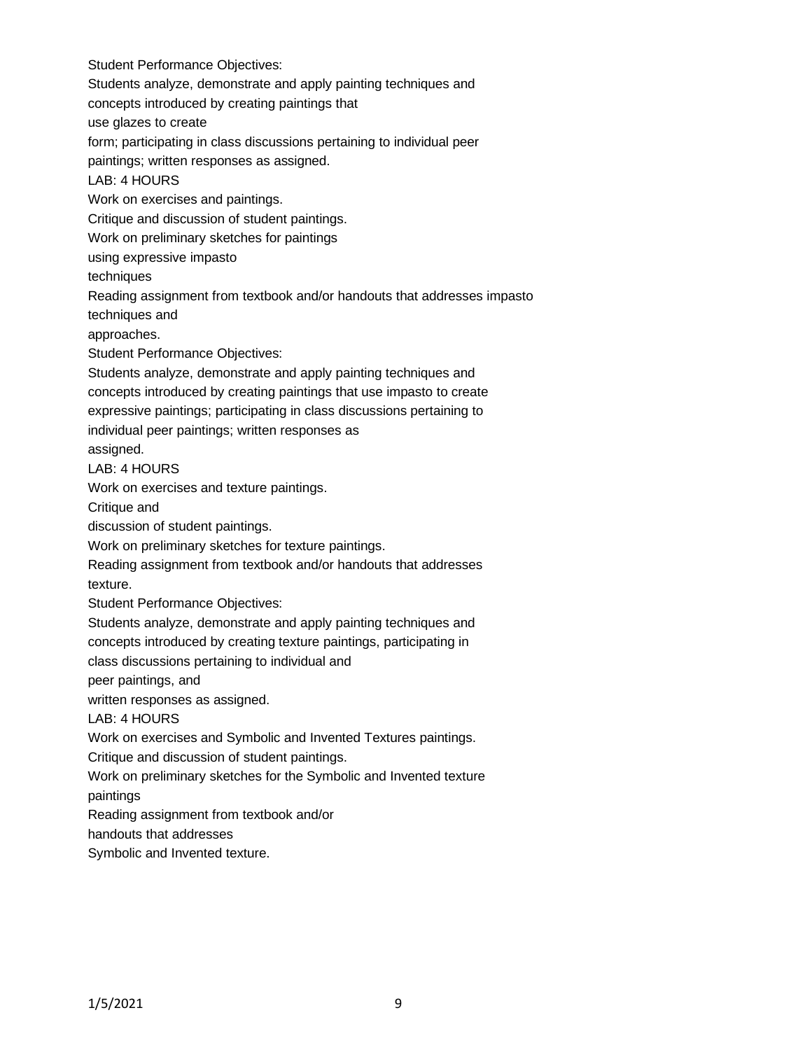Student Performance Objectives:
Students analyze, demonstrate and apply painting techniques and concepts introduced by creating paintings that use glazes to create form; participating in class discussions pertaining to individual peer paintings; written responses as assigned.

LAB: 4 HOURS

Work on exercises and paintings.

Critique and discussion of student paintings.

Work on preliminary sketches for paintings using expressive impasto techniques

Reading assignment from textbook and/or handouts that addresses impasto techniques and approaches.

Student Performance Objectives:
Students analyze, demonstrate and apply painting techniques and concepts introduced by creating paintings that use impasto to create expressive paintings; participating in class discussions pertaining to individual peer paintings; written responses as assigned.

LAB: 4 HOURS

Work on exercises and texture paintings.

Critique and discussion of student paintings.

Work on preliminary sketches for texture paintings.

Reading assignment from textbook and/or handouts that addresses texture.

Student Performance Objectives:
Students analyze, demonstrate and apply painting techniques and concepts introduced by creating texture paintings, participating in class discussions pertaining to individual and peer paintings, and written responses as assigned.

LAB: 4 HOURS

Work on exercises and Symbolic and Invented Textures paintings.

Critique and discussion of student paintings.

Work on preliminary sketches for the Symbolic and Invented texture paintings

Reading assignment from textbook and/or handouts that addresses Symbolic and Invented texture.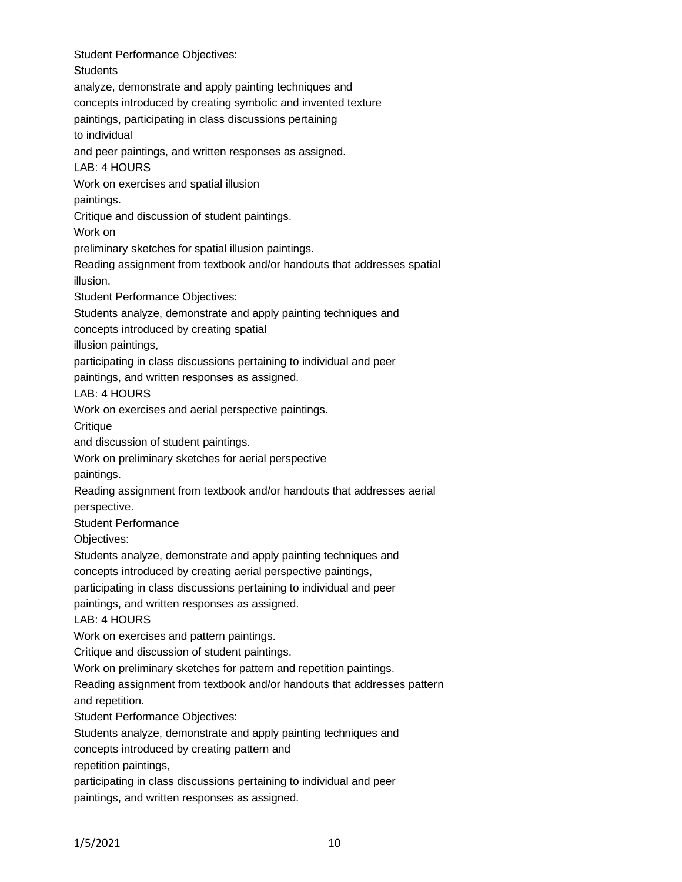Student Performance Objectives:
Students analyze, demonstrate and apply painting techniques and concepts introduced by creating symbolic and invented texture paintings, participating in class discussions pertaining to individual and peer paintings, and written responses as assigned.

LAB: 4 HOURS

Work on exercises and spatial illusion paintings.
Critique and discussion of student paintings.
Work on preliminary sketches for spatial illusion paintings.
Reading assignment from textbook and/or handouts that addresses spatial illusion.

Student Performance Objectives:
Students analyze, demonstrate and apply painting techniques and concepts introduced by creating spatial illusion paintings, participating in class discussions pertaining to individual and peer paintings, and written responses as assigned.

LAB: 4 HOURS

Work on exercises and aerial perspective paintings.
Critique and discussion of student paintings.
Work on preliminary sketches for aerial perspective paintings.
Reading assignment from textbook and/or handouts that addresses aerial perspective.

Student Performance Objectives:
Students analyze, demonstrate and apply painting techniques and concepts introduced by creating aerial perspective paintings, participating in class discussions pertaining to individual and peer paintings, and written responses as assigned.

LAB: 4 HOURS

Work on exercises and pattern paintings.
Critique and discussion of student paintings.
Work on preliminary sketches for pattern and repetition paintings.
Reading assignment from textbook and/or handouts that addresses pattern and repetition.

Student Performance Objectives:
Students analyze, demonstrate and apply painting techniques and concepts introduced by creating pattern and repetition paintings, participating in class discussions pertaining to individual and peer paintings, and written responses as assigned.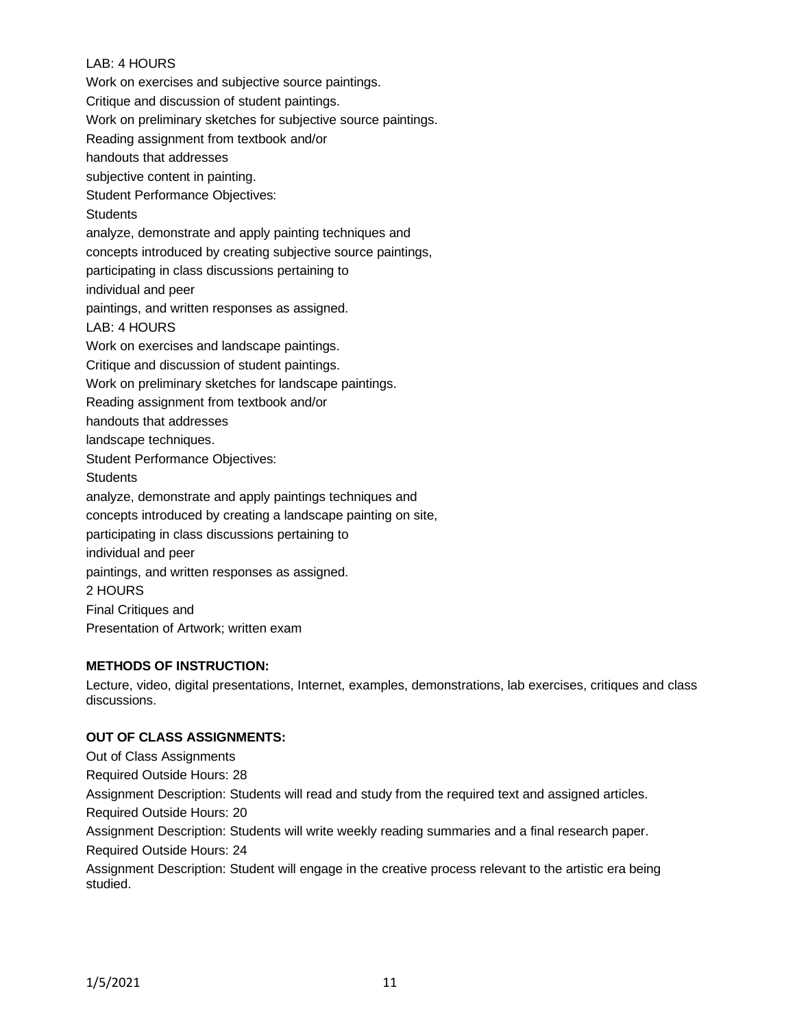LAB: 4 HOURS

Work on exercises and subjective source paintings.

Critique and discussion of student paintings.

Work on preliminary sketches for subjective source paintings.

Reading assignment from textbook and/or handouts that addresses subjective content in painting.

Student Performance Objectives:

Students analyze, demonstrate and apply painting techniques and concepts introduced by creating subjective source paintings, participating in class discussions pertaining to individual and peer paintings, and written responses as assigned.

LAB: 4 HOURS

Work on exercises and landscape paintings.

Critique and discussion of student paintings.

Work on preliminary sketches for landscape paintings.

Reading assignment from textbook and/or handouts that addresses landscape techniques.

Student Performance Objectives:

Students analyze, demonstrate and apply paintings techniques and concepts introduced by creating a landscape painting on site, participating in class discussions pertaining to individual and peer paintings, and written responses as assigned.

2 HOURS

Final Critiques and Presentation of Artwork; written exam

**METHODS OF INSTRUCTION:**

Lecture, video, digital presentations, Internet, examples, demonstrations, lab exercises, critiques and class discussions.

**OUT OF CLASS ASSIGNMENTS:**

Out of Class Assignments

Required Outside Hours: 28

Assignment Description: Students will read and study from the required text and assigned articles.

Required Outside Hours: 20

Assignment Description: Students will write weekly reading summaries and a final research paper.

Required Outside Hours: 24

Assignment Description: Student will engage in the creative process relevant to the artistic era being studied.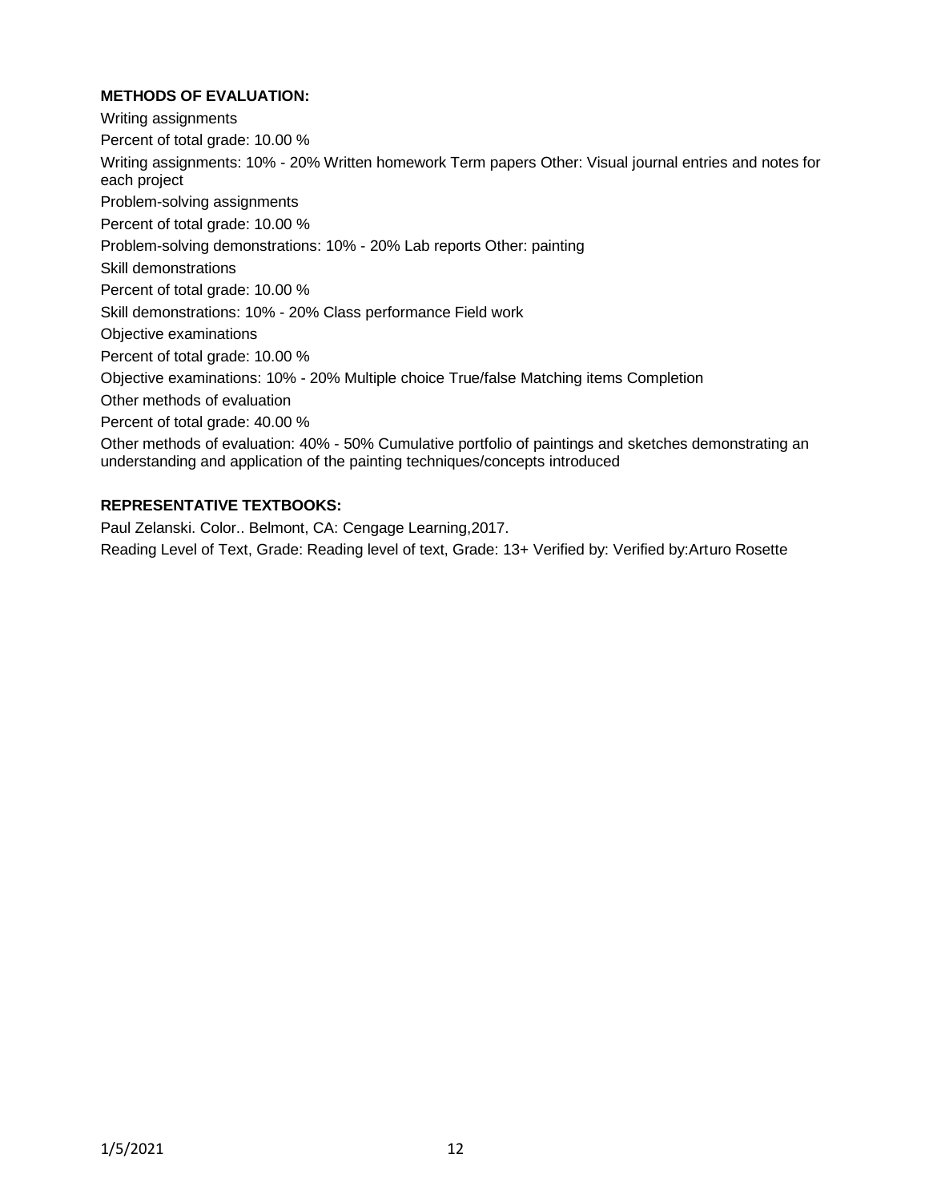**METHODS OF EVALUATION:**

Writing assignments

Percent of total grade: 10.00 %

Writing assignments: 10% - 20% Written homework Term papers Other: Visual journal entries and notes for each project

Problem-solving assignments

Percent of total grade: 10.00 %

Problem-solving demonstrations: 10% - 20% Lab reports Other: painting

Skill demonstrations

Percent of total grade: 10.00 %

Skill demonstrations: 10% - 20% Class performance Field work

Objective examinations

Percent of total grade: 10.00 %

Objective examinations: 10% - 20% Multiple choice True/false Matching items Completion

Other methods of evaluation

Percent of total grade: 40.00 %

Other methods of evaluation: 40% - 50% Cumulative portfolio of paintings and sketches demonstrating an understanding and application of the painting techniques/concepts introduced

**REPRESENTATIVE TEXTBOOKS:**

Paul Zelanski. Color.. Belmont, CA: Cengage Learning,2017.

Reading Level of Text, Grade: Reading level of text, Grade: 13+ Verified by: Verified by:Arturo Rosette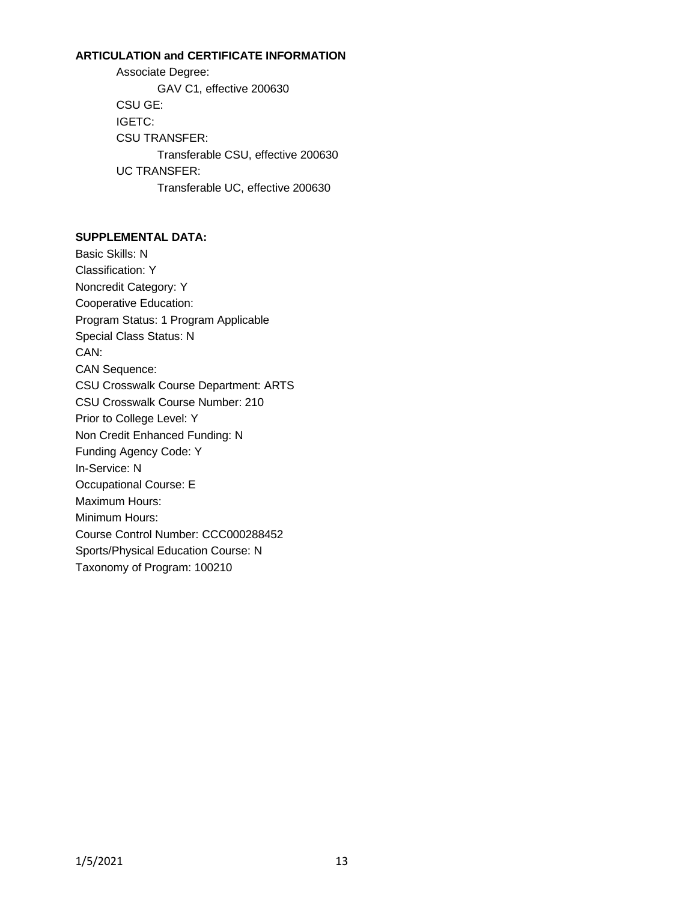**ARTICULATION and CERTIFICATE INFORMATION**

Associate Degree:

GAV C1, effective 200630

CSU GE:

IGETC:

CSU TRANSFER:

Transferable CSU, effective 200630

UC TRANSFER:

Transferable UC, effective 200630

**SUPPLEMENTAL DATA:**

Basic Skills: N
Classification: Y
Noncredit Category: Y
Cooperative Education:
Program Status: 1 Program Applicable
Special Class Status: N
CAN:
CAN Sequence:
CSU Crosswalk Course Department: ARTS
CSU Crosswalk Course Number: 210
Prior to College Level: Y
Non Credit Enhanced Funding: N
Funding Agency Code: Y
In-Service: N
Occupational Course: E
Maximum Hours:
Minimum Hours:
Course Control Number: CCC000288452
Sports/Physical Education Course: N
Taxonomy of Program: 100210